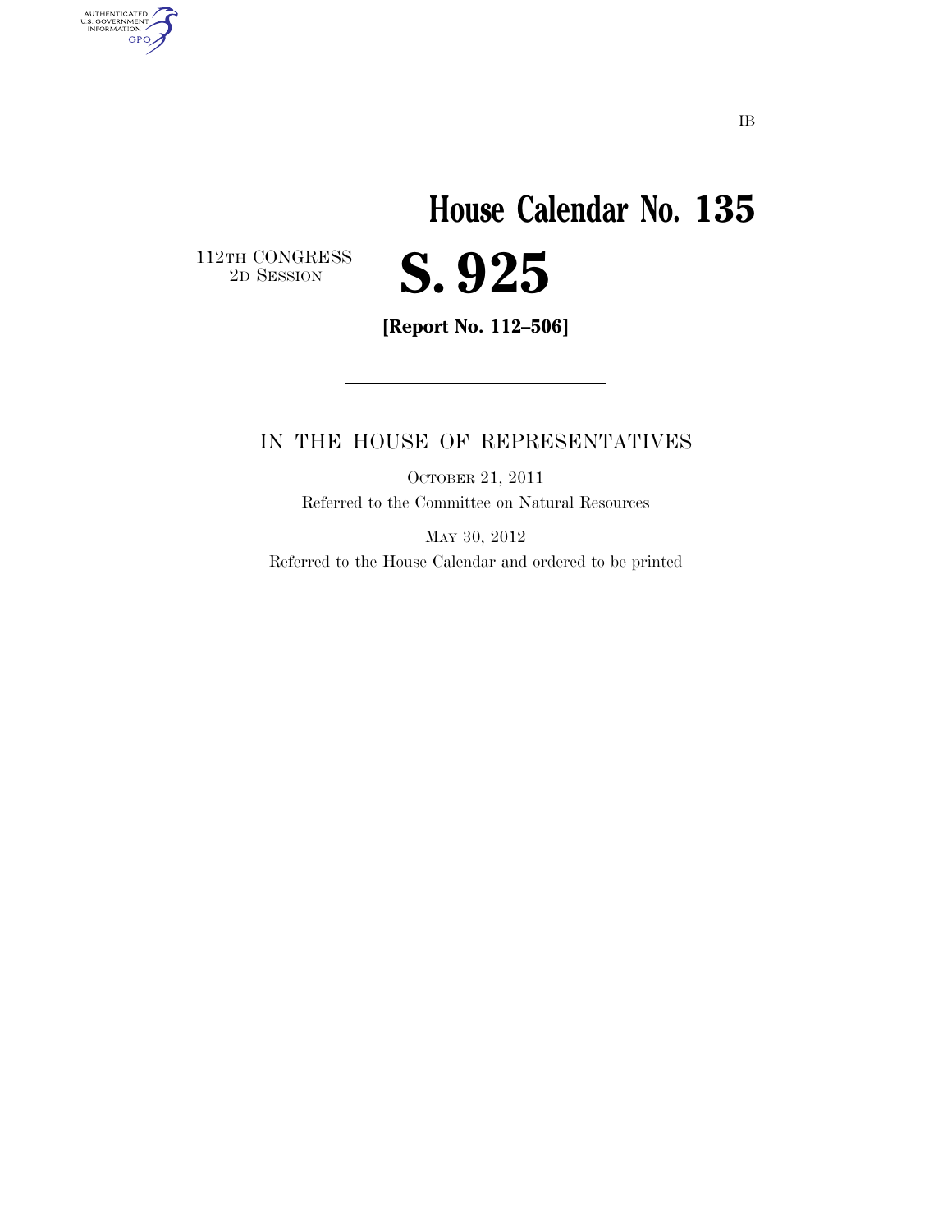IB

# House Calendar No. 135

112TH CONGRESS
2D SESSION

# S. 925

**[Report No. 112–506]**

---

IN THE HOUSE OF REPRESENTATIVES

OCTOBER 21, 2011

Referred to the Committee on Natural Resources

MAY 30, 2012

Referred to the House Calendar and ordered to be printed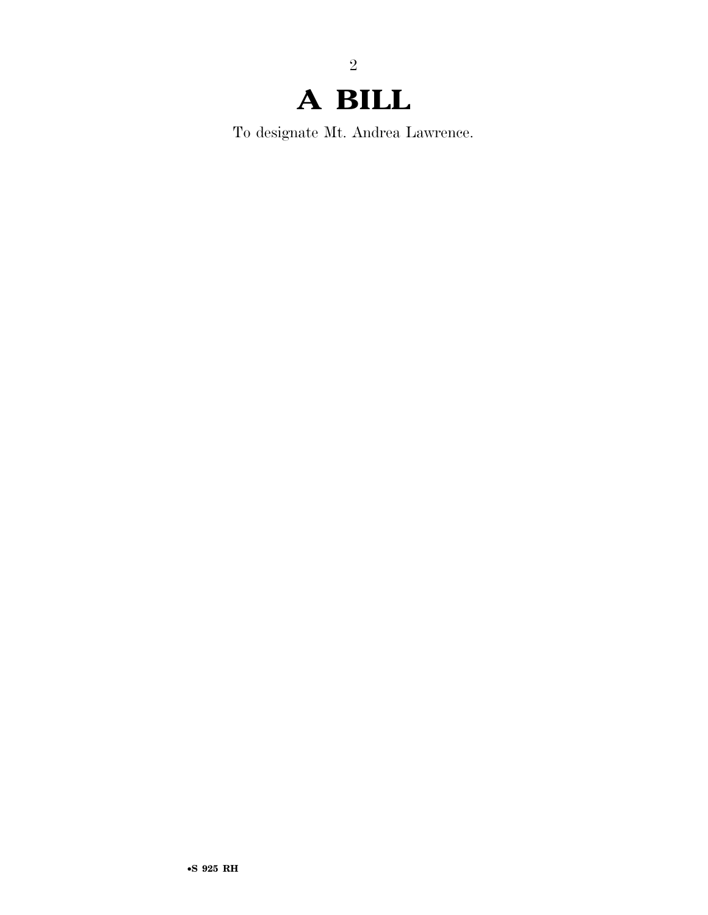# A BILL

To designate Mt. Andrea Lawrence.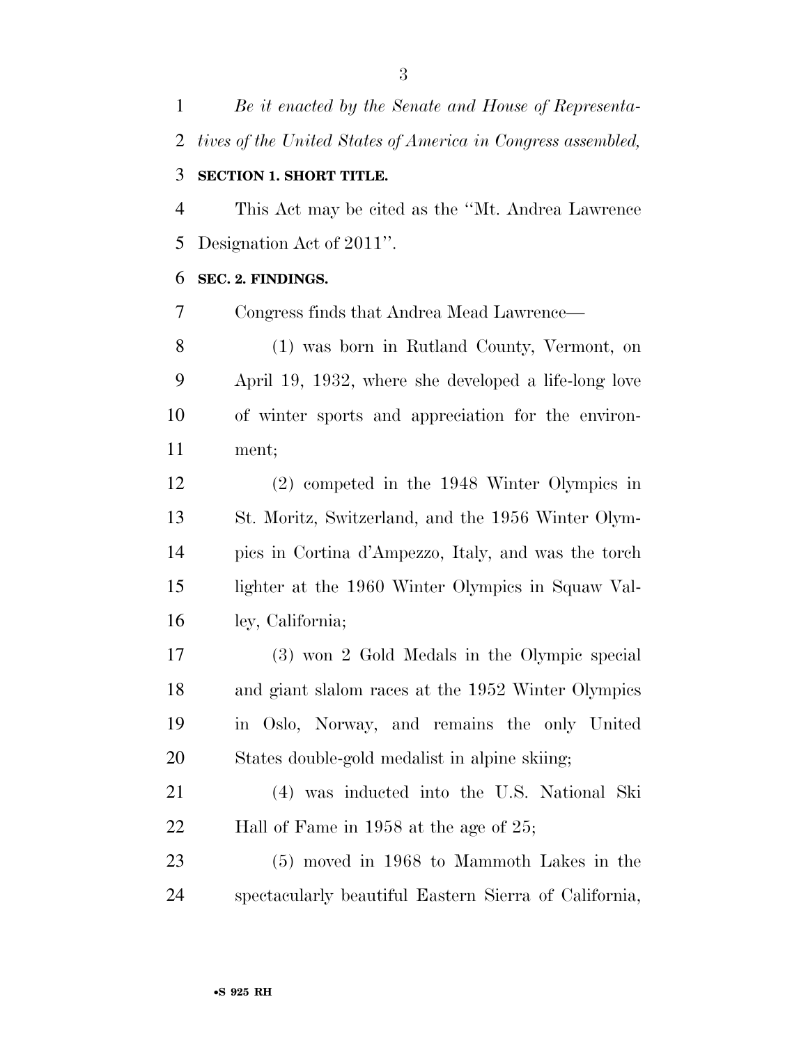*Be it enacted by the Senate and House of Representatives of the United States of America in Congress assembled,*

**SECTION 1. SHORT TITLE.**

This Act may be cited as the ''Mt. Andrea Lawrence Designation Act of 2011''.

**SEC. 2. FINDINGS.**

Congress finds that Andrea Mead Lawrence—

(1) was born in Rutland County, Vermont, on April 19, 1932, where she developed a life-long love of winter sports and appreciation for the environment;

(2) competed in the 1948 Winter Olympics in St. Moritz, Switzerland, and the 1956 Winter Olympics in Cortina d'Ampezzo, Italy, and was the torch lighter at the 1960 Winter Olympics in Squaw Valley, California;

(3) won 2 Gold Medals in the Olympic special and giant slalom races at the 1952 Winter Olympics in Oslo, Norway, and remains the only United States double-gold medalist in alpine skiing;

(4) was inducted into the U.S. National Ski Hall of Fame in 1958 at the age of 25;

(5) moved in 1968 to Mammoth Lakes in the spectacularly beautiful Eastern Sierra of California,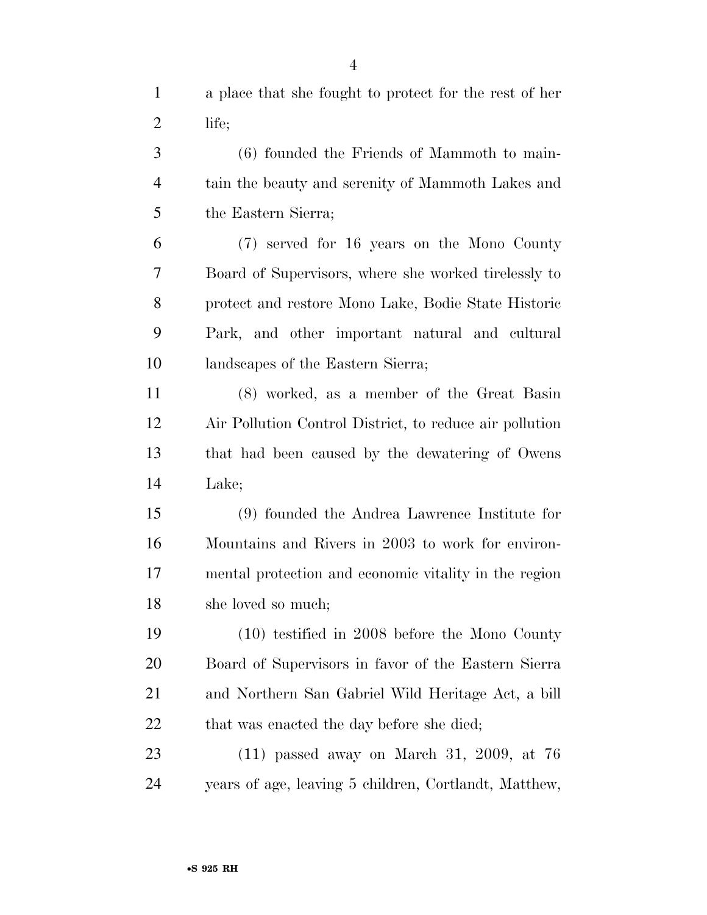a place that she fought to protect for the rest of her life;

(6) founded the Friends of Mammoth to maintain the beauty and serenity of Mammoth Lakes and the Eastern Sierra;

(7) served for 16 years on the Mono County Board of Supervisors, where she worked tirelessly to protect and restore Mono Lake, Bodie State Historic Park, and other important natural and cultural landscapes of the Eastern Sierra;

(8) worked, as a member of the Great Basin Air Pollution Control District, to reduce air pollution that had been caused by the dewatering of Owens Lake;

(9) founded the Andrea Lawrence Institute for Mountains and Rivers in 2003 to work for environmental protection and economic vitality in the region she loved so much;

(10) testified in 2008 before the Mono County Board of Supervisors in favor of the Eastern Sierra and Northern San Gabriel Wild Heritage Act, a bill that was enacted the day before she died;

(11) passed away on March 31, 2009, at 76 years of age, leaving 5 children, Cortlandt, Matthew,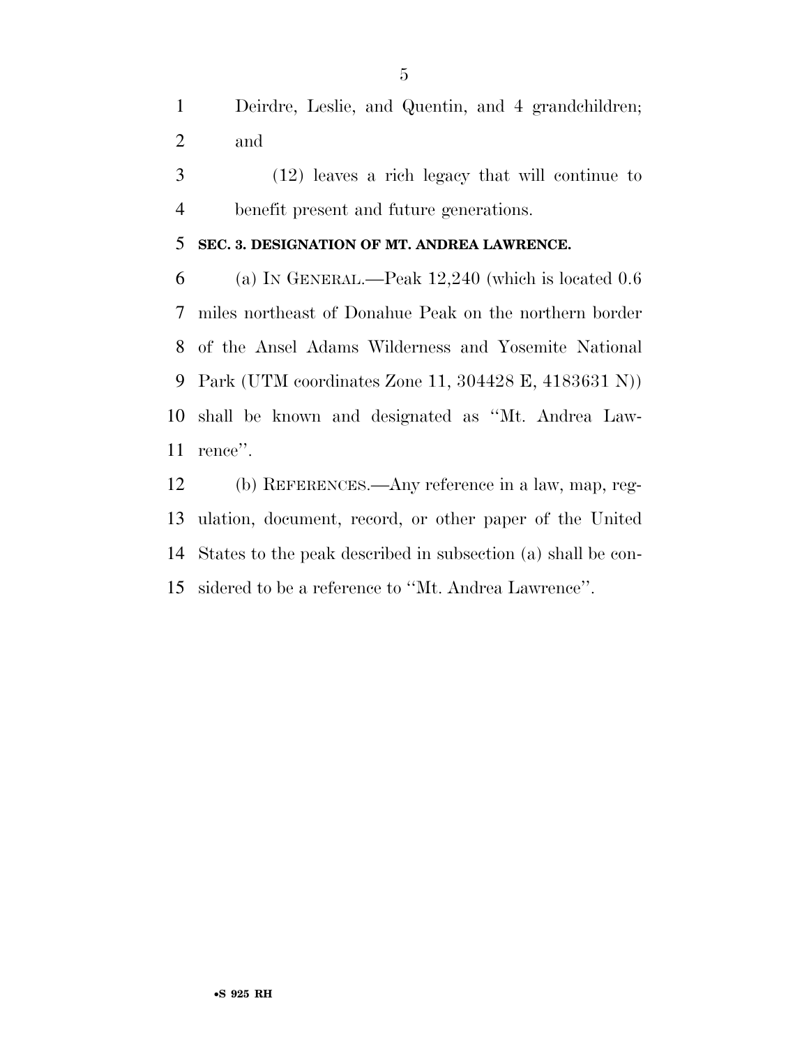Deirdre, Leslie, and Quentin, and 4 grandchildren; and

(12) leaves a rich legacy that will continue to benefit present and future generations.

**SEC. 3. DESIGNATION OF MT. ANDREA LAWRENCE.**

(a) IN GENERAL.—Peak 12,240 (which is located 0.6 miles northeast of Donahue Peak on the northern border of the Ansel Adams Wilderness and Yosemite National Park (UTM coordinates Zone 11, 304428 E, 4183631 N)) shall be known and designated as ''Mt. Andrea Lawrence''.

(b) REFERENCES.—Any reference in a law, map, regulation, document, record, or other paper of the United States to the peak described in subsection (a) shall be considered to be a reference to ''Mt. Andrea Lawrence''.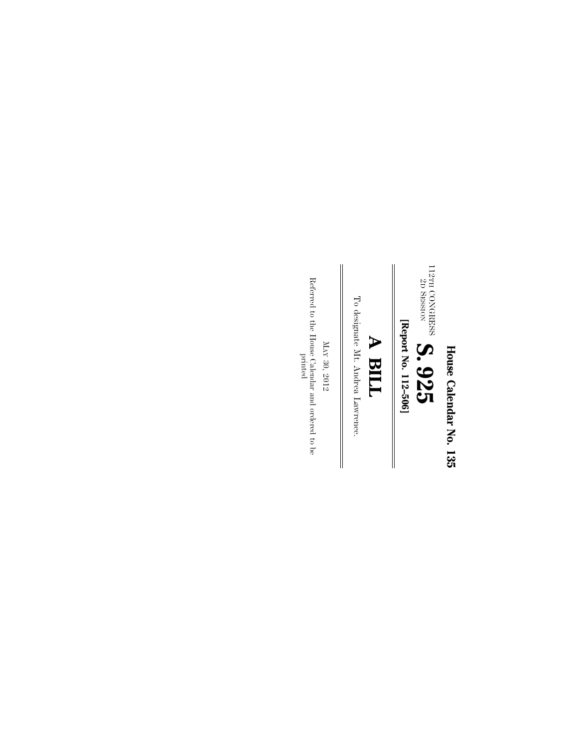**House Calendar No. 135**

112TH CONGRESS
2D SESSION

# S. 925

**[Report No. 112–506]**

# A BILL

To designate Mt. Andrea Lawrence.

MAY 30, 2012

Referred to the House Calendar and ordered to be printed